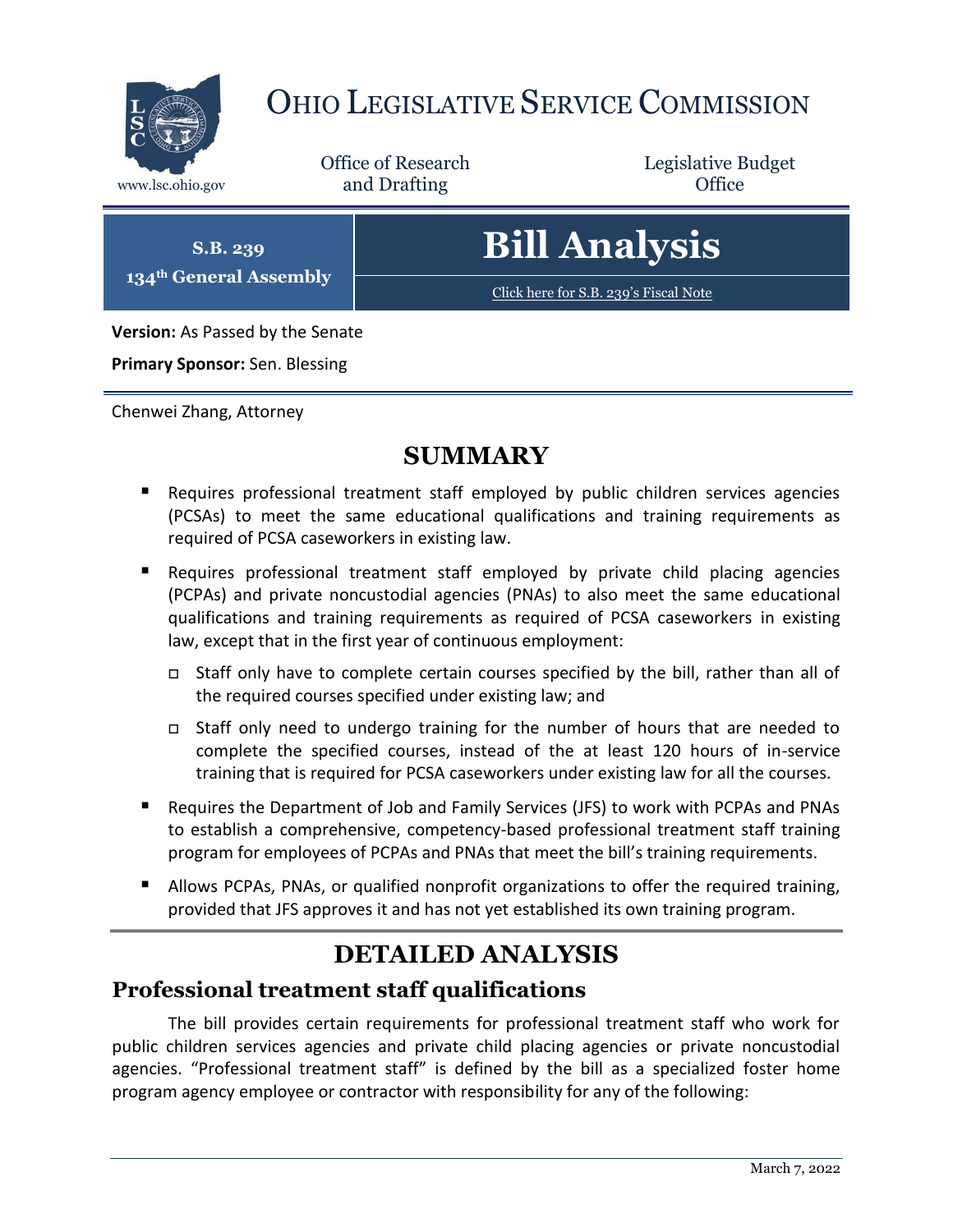# OHIO LEGISLATIVE SERVICE COMMISSION

www.lsc.ohio.gov

Office of Research and Drafting

Legislative Budget Office

**S.B. 239**
**134th General Assembly**

# Bill Analysis

Click here for S.B. 239's Fiscal Note

**Version:** As Passed by the Senate

**Primary Sponsor:** Sen. Blessing

Chenwei Zhang, Attorney

## SUMMARY

- Requires professional treatment staff employed by public children services agencies (PCSAs) to meet the same educational qualifications and training requirements as required of PCSA caseworkers in existing law.
- Requires professional treatment staff employed by private child placing agencies (PCPAs) and private noncustodial agencies (PNAs) to also meet the same educational qualifications and training requirements as required of PCSA caseworkers in existing law, except that in the first year of continuous employment:
  - Staff only have to complete certain courses specified by the bill, rather than all of the required courses specified under existing law; and
  - Staff only need to undergo training for the number of hours that are needed to complete the specified courses, instead of the at least 120 hours of in-service training that is required for PCSA caseworkers under existing law for all the courses.
- Requires the Department of Job and Family Services (JFS) to work with PCPAs and PNAs to establish a comprehensive, competency-based professional treatment staff training program for employees of PCPAs and PNAs that meet the bill's training requirements.
- Allows PCPAs, PNAs, or qualified nonprofit organizations to offer the required training, provided that JFS approves it and has not yet established its own training program.

## DETAILED ANALYSIS

### Professional treatment staff qualifications

The bill provides certain requirements for professional treatment staff who work for public children services agencies and private child placing agencies or private noncustodial agencies. "Professional treatment staff" is defined by the bill as a specialized foster home program agency employee or contractor with responsibility for any of the following: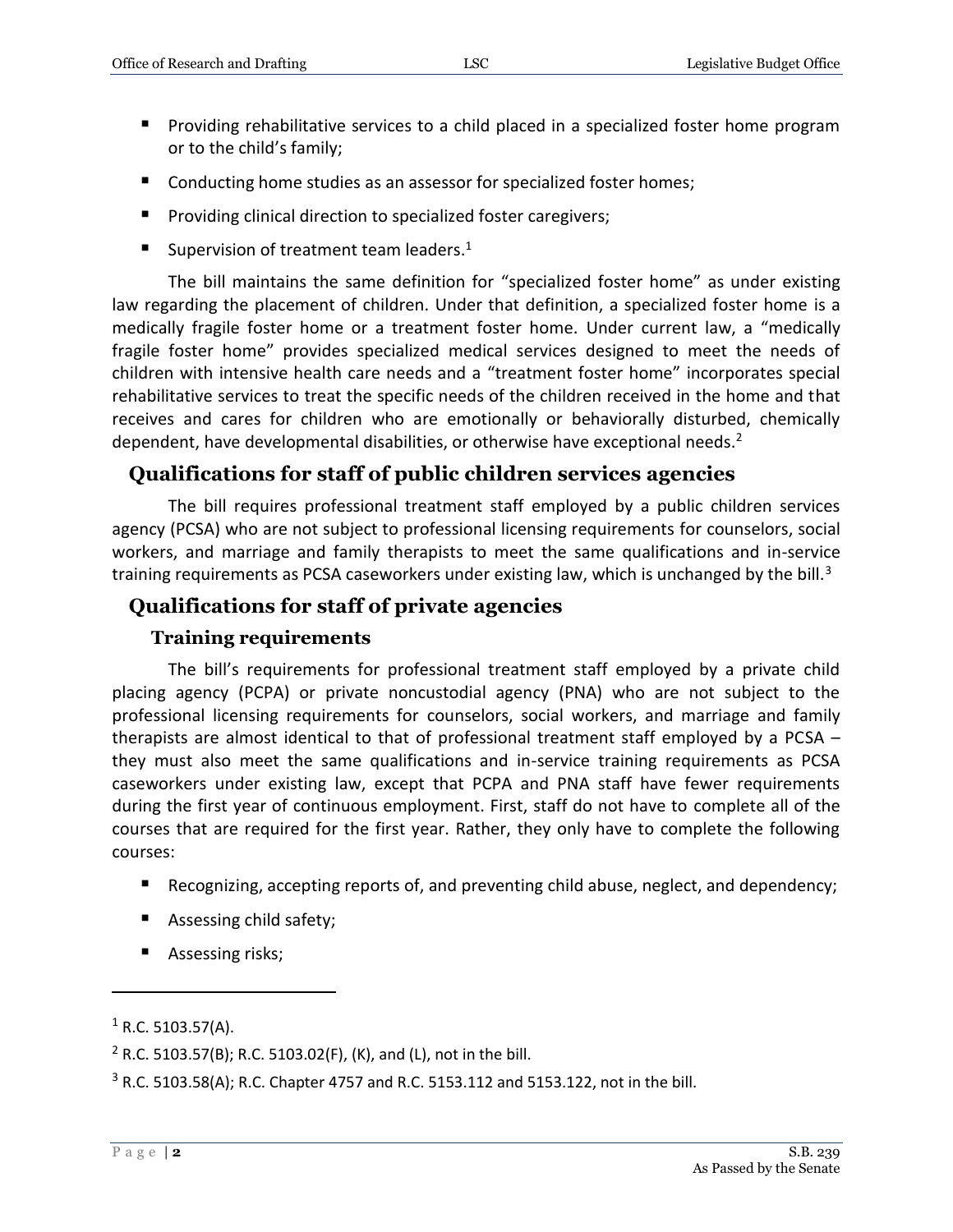- Providing rehabilitative services to a child placed in a specialized foster home program or to the child's family;
- Conducting home studies as an assessor for specialized foster homes;
- Providing clinical direction to specialized foster caregivers;
- Supervision of treatment team leaders.[1]

The bill maintains the same definition for "specialized foster home" as under existing law regarding the placement of children. Under that definition, a specialized foster home is a medically fragile foster home or a treatment foster home. Under current law, a "medically fragile foster home" provides specialized medical services designed to meet the needs of children with intensive health care needs and a "treatment foster home" incorporates special rehabilitative services to treat the specific needs of the children received in the home and that receives and cares for children who are emotionally or behaviorally disturbed, chemically dependent, have developmental disabilities, or otherwise have exceptional needs.[2]

## Qualifications for staff of public children services agencies

The bill requires professional treatment staff employed by a public children services agency (PCSA) who are not subject to professional licensing requirements for counselors, social workers, and marriage and family therapists to meet the same qualifications and in-service training requirements as PCSA caseworkers under existing law, which is unchanged by the bill.[3]

## Qualifications for staff of private agencies

### Training requirements

The bill's requirements for professional treatment staff employed by a private child placing agency (PCPA) or private noncustodial agency (PNA) who are not subject to the professional licensing requirements for counselors, social workers, and marriage and family therapists are almost identical to that of professional treatment staff employed by a PCSA – they must also meet the same qualifications and in-service training requirements as PCSA caseworkers under existing law, except that PCPA and PNA staff have fewer requirements during the first year of continuous employment. First, staff do not have to complete all of the courses that are required for the first year. Rather, they only have to complete the following courses:

- Recognizing, accepting reports of, and preventing child abuse, neglect, and dependency;
- Assessing child safety;
- Assessing risks;

---

[1] R.C. 5103.57(A).

[2] R.C. 5103.57(B); R.C. 5103.02(F), (K), and (L), not in the bill.

[3] R.C. 5103.58(A); R.C. Chapter 4757 and R.C. 5153.112 and 5153.122, not in the bill.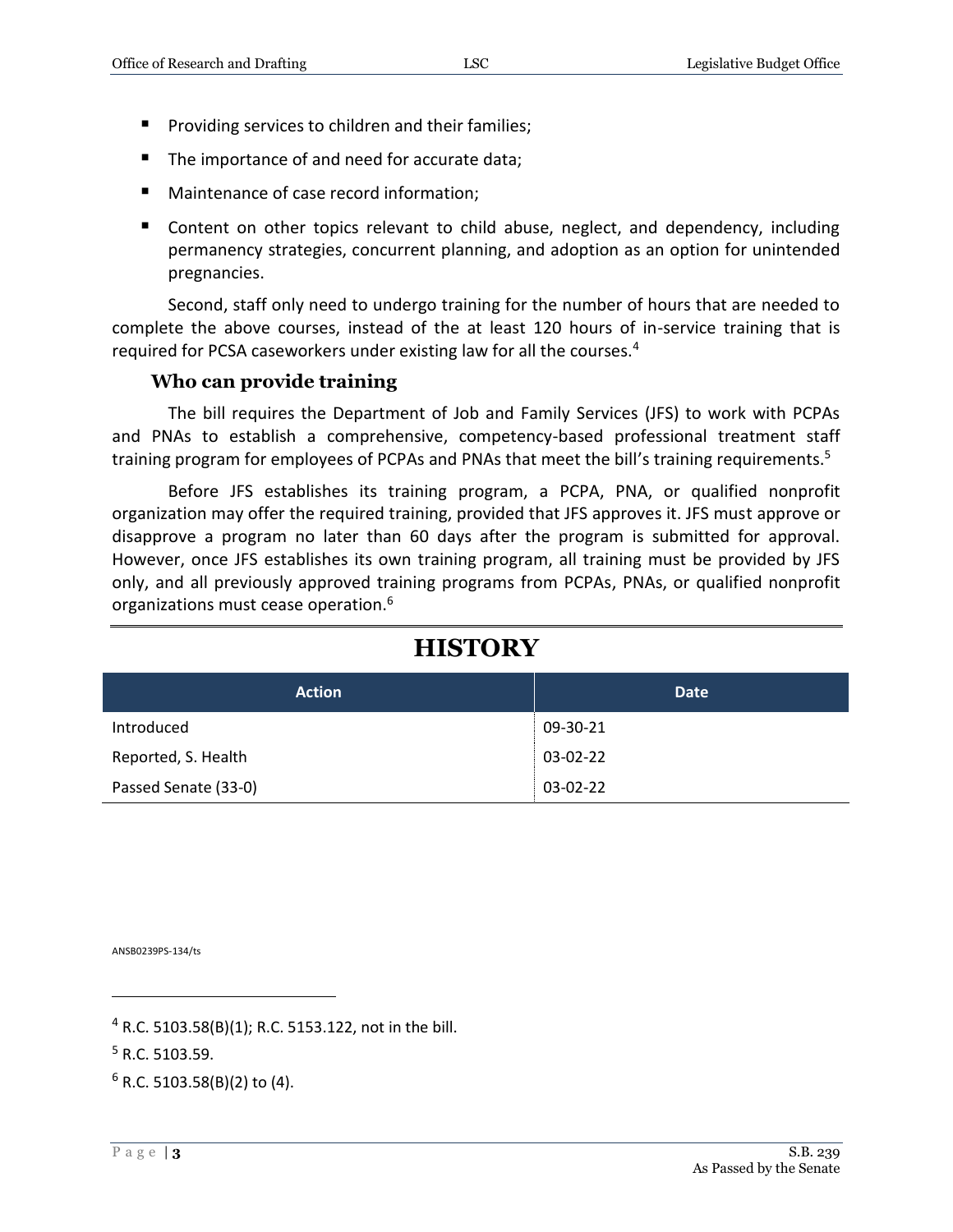- Providing services to children and their families;
- The importance of and need for accurate data;
- Maintenance of case record information;
- Content on other topics relevant to child abuse, neglect, and dependency, including permanency strategies, concurrent planning, and adoption as an option for unintended pregnancies.

Second, staff only need to undergo training for the number of hours that are needed to complete the above courses, instead of the at least 120 hours of in-service training that is required for PCSA caseworkers under existing law for all the courses.[4]

### Who can provide training

The bill requires the Department of Job and Family Services (JFS) to work with PCPAs and PNAs to establish a comprehensive, competency-based professional treatment staff training program for employees of PCPAs and PNAs that meet the bill's training requirements.[5]

Before JFS establishes its training program, a PCPA, PNA, or qualified nonprofit organization may offer the required training, provided that JFS approves it. JFS must approve or disapprove a program no later than 60 days after the program is submitted for approval. However, once JFS establishes its own training program, all training must be provided by JFS only, and all previously approved training programs from PCPAs, PNAs, or qualified nonprofit organizations must cease operation.[6]

## HISTORY

| Action | Date |
|---|---|
| Introduced | 09-30-21 |
| Reported, S. Health | 03-02-22 |
| Passed Senate (33-0) | 03-02-22 |

ANSB0239PS-134/ts

[4] R.C. 5103.58(B)(1); R.C. 5153.122, not in the bill.

[5] R.C. 5103.59.

[6] R.C. 5103.58(B)(2) to (4).